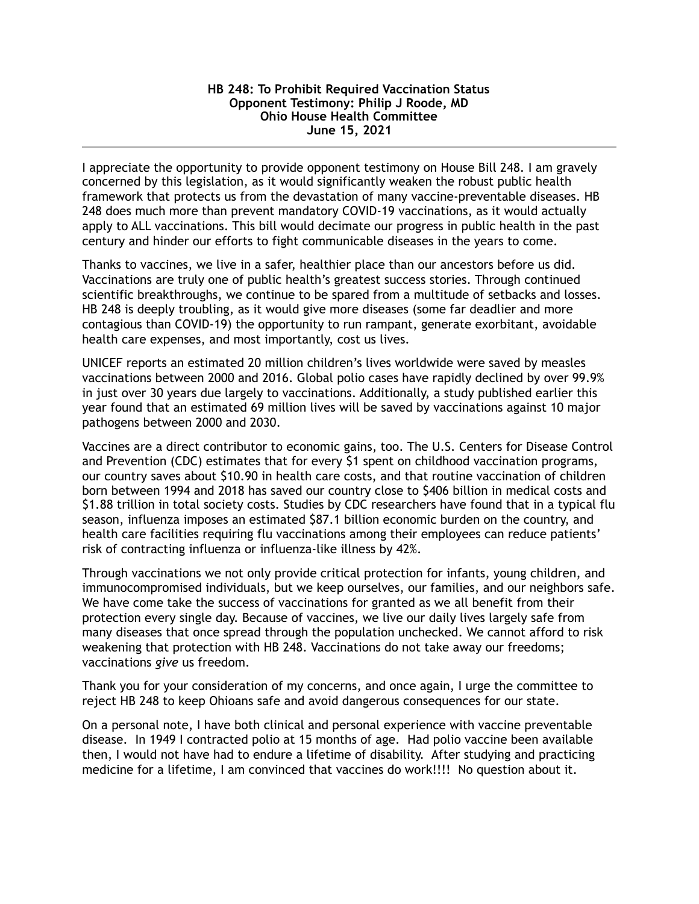**HB 248: To Prohibit Required Vaccination Status**
**Opponent Testimony: Philip J Roode, MD**
**Ohio House Health Committee**
**June 15, 2021**

---

I appreciate the opportunity to provide opponent testimony on House Bill 248. I am gravely concerned by this legislation, as it would significantly weaken the robust public health framework that protects us from the devastation of many vaccine-preventable diseases. HB 248 does much more than prevent mandatory COVID-19 vaccinations, as it would actually apply to ALL vaccinations. This bill would decimate our progress in public health in the past century and hinder our efforts to fight communicable diseases in the years to come.

Thanks to vaccines, we live in a safer, healthier place than our ancestors before us did. Vaccinations are truly one of public health's greatest success stories. Through continued scientific breakthroughs, we continue to be spared from a multitude of setbacks and losses. HB 248 is deeply troubling, as it would give more diseases (some far deadlier and more contagious than COVID-19) the opportunity to run rampant, generate exorbitant, avoidable health care expenses, and most importantly, cost us lives.

UNICEF reports an estimated 20 million children's lives worldwide were saved by measles vaccinations between 2000 and 2016. Global polio cases have rapidly declined by over 99.9% in just over 30 years due largely to vaccinations. Additionally, a study published earlier this year found that an estimated 69 million lives will be saved by vaccinations against 10 major pathogens between 2000 and 2030.

Vaccines are a direct contributor to economic gains, too. The U.S. Centers for Disease Control and Prevention (CDC) estimates that for every $1 spent on childhood vaccination programs, our country saves about $10.90 in health care costs, and that routine vaccination of children born between 1994 and 2018 has saved our country close to $406 billion in medical costs and $1.88 trillion in total society costs. Studies by CDC researchers have found that in a typical flu season, influenza imposes an estimated $87.1 billion economic burden on the country, and health care facilities requiring flu vaccinations among their employees can reduce patients' risk of contracting influenza or influenza-like illness by 42%.

Through vaccinations we not only provide critical protection for infants, young children, and immunocompromised individuals, but we keep ourselves, our families, and our neighbors safe. We have come take the success of vaccinations for granted as we all benefit from their protection every single day. Because of vaccines, we live our daily lives largely safe from many diseases that once spread through the population unchecked. We cannot afford to risk weakening that protection with HB 248. Vaccinations do not take away our freedoms; vaccinations *give* us freedom.

Thank you for your consideration of my concerns, and once again, I urge the committee to reject HB 248 to keep Ohioans safe and avoid dangerous consequences for our state.

On a personal note, I have both clinical and personal experience with vaccine preventable disease. In 1949 I contracted polio at 15 months of age. Had polio vaccine been available then, I would not have had to endure a lifetime of disability. After studying and practicing medicine for a lifetime, I am convinced that vaccines do work!!!! No question about it.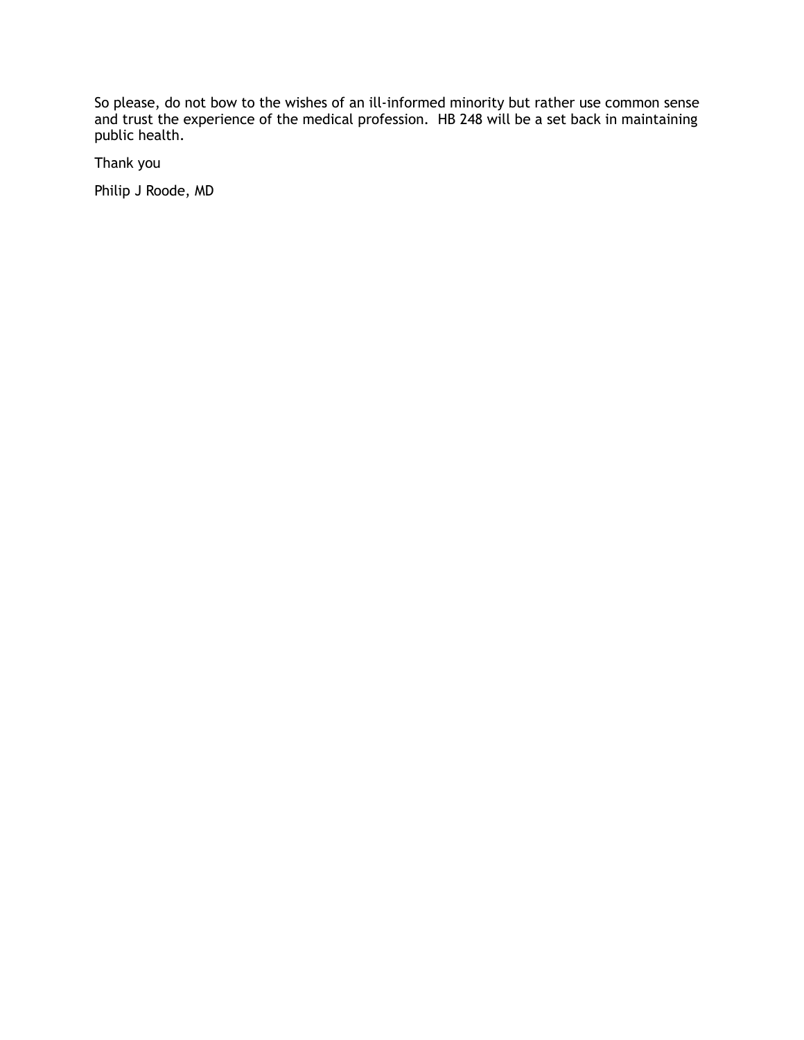So please, do not bow to the wishes of an ill-informed minority but rather use common sense and trust the experience of the medical profession.  HB 248 will be a set back in maintaining public health.

Thank you

Philip J Roode, MD